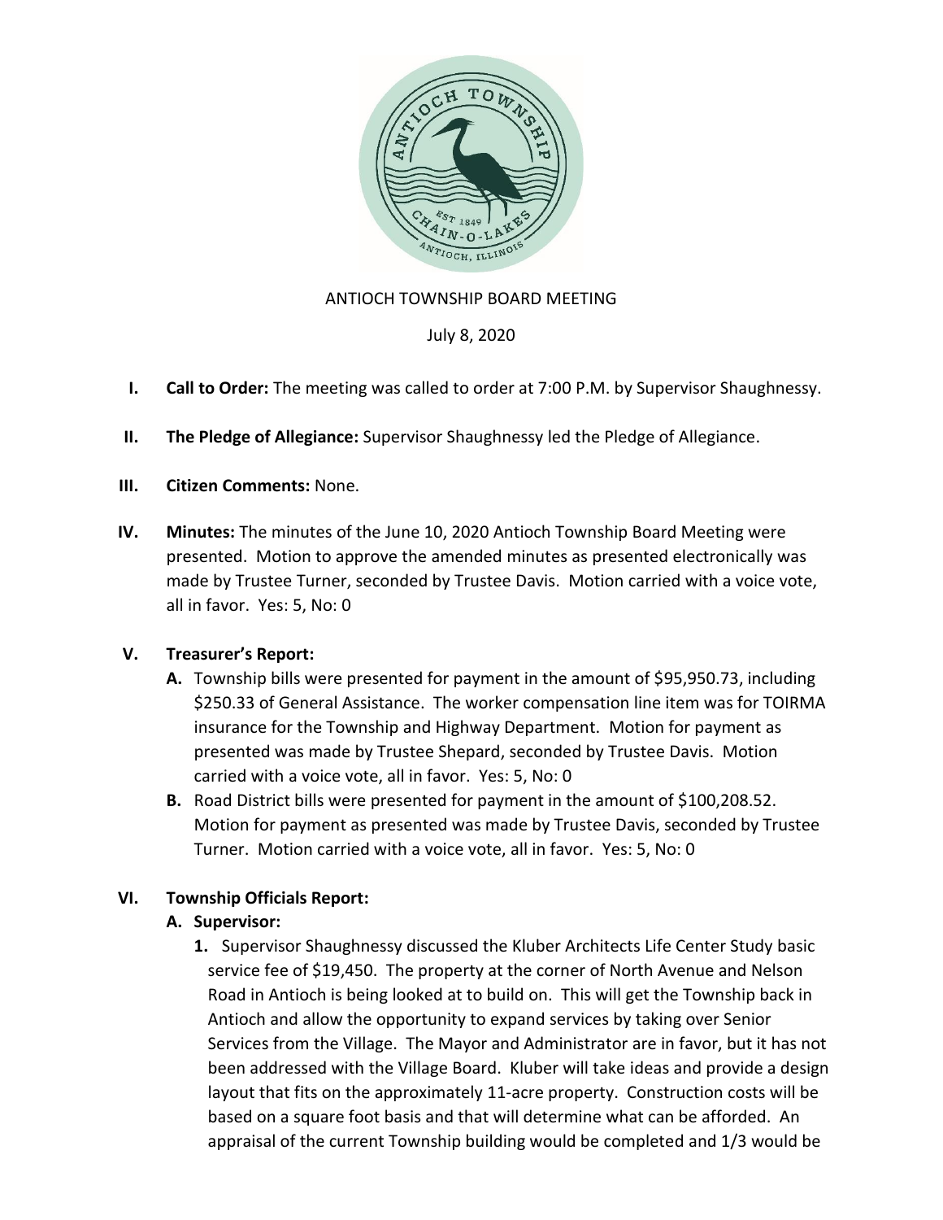ANTIOCH TOWNSHIP BOARD MEETING

July 8, 2020

**I. Call to Order:** The meeting was called to order at 7:00 P.M. by Supervisor Shaughnessy.

**II. The Pledge of Allegiance:** Supervisor Shaughnessy led the Pledge of Allegiance.

**III. Citizen Comments:** None.

**IV. Minutes:** The minutes of the June 10, 2020 Antioch Township Board Meeting were presented. Motion to approve the amended minutes as presented electronically was made by Trustee Turner, seconded by Trustee Davis. Motion carried with a voice vote, all in favor. Yes: 5, No: 0

**V. Treasurer's Report:**

**A.** Township bills were presented for payment in the amount of $95,950.73, including $250.33 of General Assistance. The worker compensation line item was for TOIRMA insurance for the Township and Highway Department. Motion for payment as presented was made by Trustee Shepard, seconded by Trustee Davis. Motion carried with a voice vote, all in favor. Yes: 5, No: 0

**B.** Road District bills were presented for payment in the amount of $100,208.52. Motion for payment as presented was made by Trustee Davis, seconded by Trustee Turner. Motion carried with a voice vote, all in favor. Yes: 5, No: 0

**VI. Township Officials Report:**

**A. Supervisor:**

**1.** Supervisor Shaughnessy discussed the Kluber Architects Life Center Study basic service fee of $19,450. The property at the corner of North Avenue and Nelson Road in Antioch is being looked at to build on. This will get the Township back in Antioch and allow the opportunity to expand services by taking over Senior Services from the Village. The Mayor and Administrator are in favor, but it has not been addressed with the Village Board. Kluber will take ideas and provide a design layout that fits on the approximately 11-acre property. Construction costs will be based on a square foot basis and that will determine what can be afforded. An appraisal of the current Township building would be completed and 1/3 would be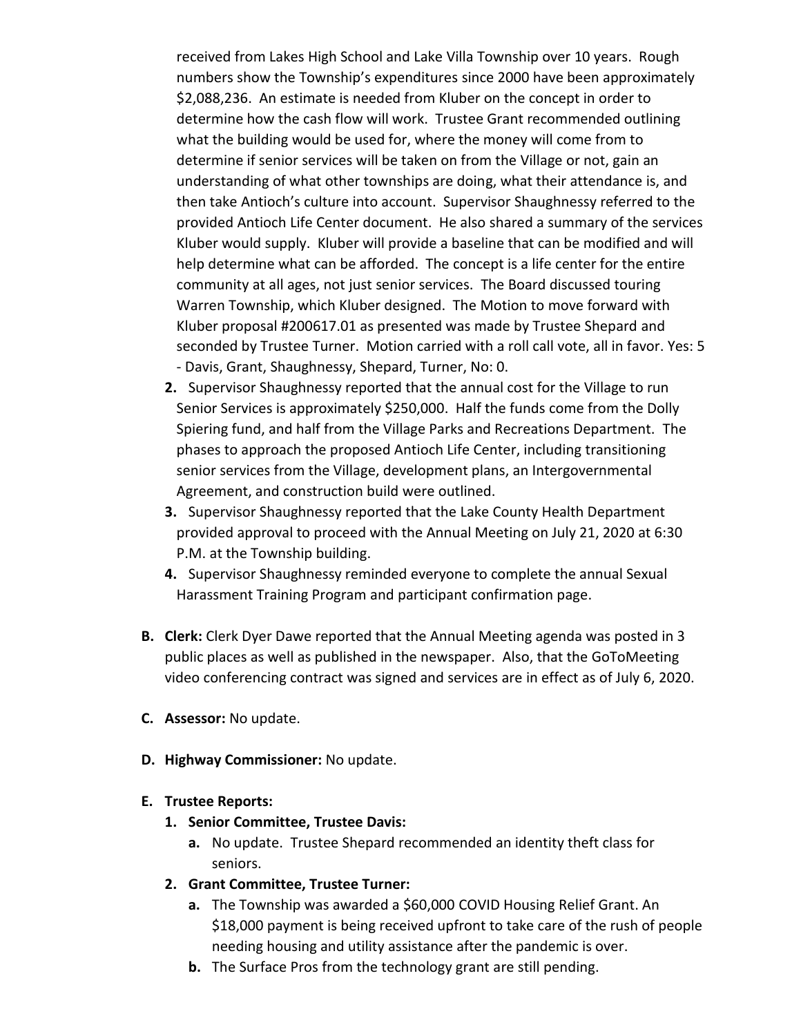received from Lakes High School and Lake Villa Township over 10 years. Rough numbers show the Township's expenditures since 2000 have been approximately $2,088,236. An estimate is needed from Kluber on the concept in order to determine how the cash flow will work. Trustee Grant recommended outlining what the building would be used for, where the money will come from to determine if senior services will be taken on from the Village or not, gain an understanding of what other townships are doing, what their attendance is, and then take Antioch's culture into account. Supervisor Shaughnessy referred to the provided Antioch Life Center document. He also shared a summary of the services Kluber would supply. Kluber will provide a baseline that can be modified and will help determine what can be afforded. The concept is a life center for the entire community at all ages, not just senior services. The Board discussed touring Warren Township, which Kluber designed. The Motion to move forward with Kluber proposal #200617.01 as presented was made by Trustee Shepard and seconded by Trustee Turner. Motion carried with a roll call vote, all in favor. Yes: 5 - Davis, Grant, Shaughnessy, Shepard, Turner, No: 0.

2. Supervisor Shaughnessy reported that the annual cost for the Village to run Senior Services is approximately $250,000. Half the funds come from the Dolly Spiering fund, and half from the Village Parks and Recreations Department. The phases to approach the proposed Antioch Life Center, including transitioning senior services from the Village, development plans, an Intergovernmental Agreement, and construction build were outlined.
3. Supervisor Shaughnessy reported that the Lake County Health Department provided approval to proceed with the Annual Meeting on July 21, 2020 at 6:30 P.M. at the Township building.
4. Supervisor Shaughnessy reminded everyone to complete the annual Sexual Harassment Training Program and participant confirmation page.

**B. Clerk:** Clerk Dyer Dawe reported that the Annual Meeting agenda was posted in 3 public places as well as published in the newspaper. Also, that the GoToMeeting video conferencing contract was signed and services are in effect as of July 6, 2020.

**C. Assessor:** No update.

**D. Highway Commissioner:** No update.

**E. Trustee Reports:**

1. **Senior Committee, Trustee Davis:**
   a. No update. Trustee Shepard recommended an identity theft class for seniors.
2. **Grant Committee, Trustee Turner:**
   a. The Township was awarded a $60,000 COVID Housing Relief Grant. An $18,000 payment is being received upfront to take care of the rush of people needing housing and utility assistance after the pandemic is over.
   b. The Surface Pros from the technology grant are still pending.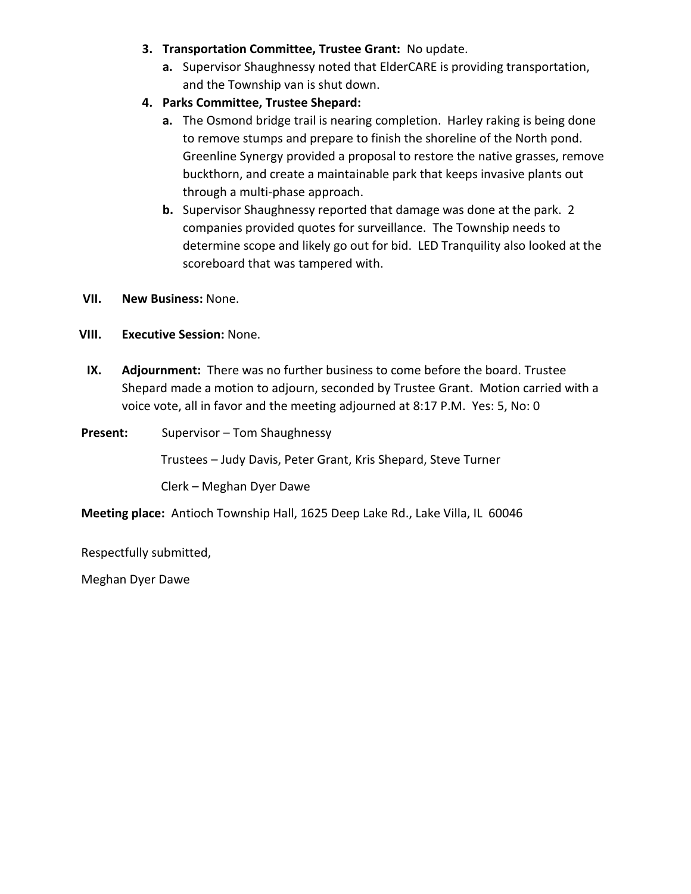3. **Transportation Committee, Trustee Grant:** No update.
   a. Supervisor Shaughnessy noted that ElderCARE is providing transportation, and the Township van is shut down.
4. **Parks Committee, Trustee Shepard:**
   a. The Osmond bridge trail is nearing completion. Harley raking is being done to remove stumps and prepare to finish the shoreline of the North pond. Greenline Synergy provided a proposal to restore the native grasses, remove buckthorn, and create a maintainable park that keeps invasive plants out through a multi-phase approach.
   b. Supervisor Shaughnessy reported that damage was done at the park. 2 companies provided quotes for surveillance. The Township needs to determine scope and likely go out for bid. LED Tranquility also looked at the scoreboard that was tampered with.

VII. **New Business:** None.

VIII. **Executive Session:** None.

IX. **Adjournment:** There was no further business to come before the board. Trustee Shepard made a motion to adjourn, seconded by Trustee Grant. Motion carried with a voice vote, all in favor and the meeting adjourned at 8:17 P.M. Yes: 5, No: 0

**Present:** Supervisor – Tom Shaughnessy

Trustees – Judy Davis, Peter Grant, Kris Shepard, Steve Turner

Clerk – Meghan Dyer Dawe

**Meeting place:** Antioch Township Hall, 1625 Deep Lake Rd., Lake Villa, IL 60046

Respectfully submitted,

Meghan Dyer Dawe